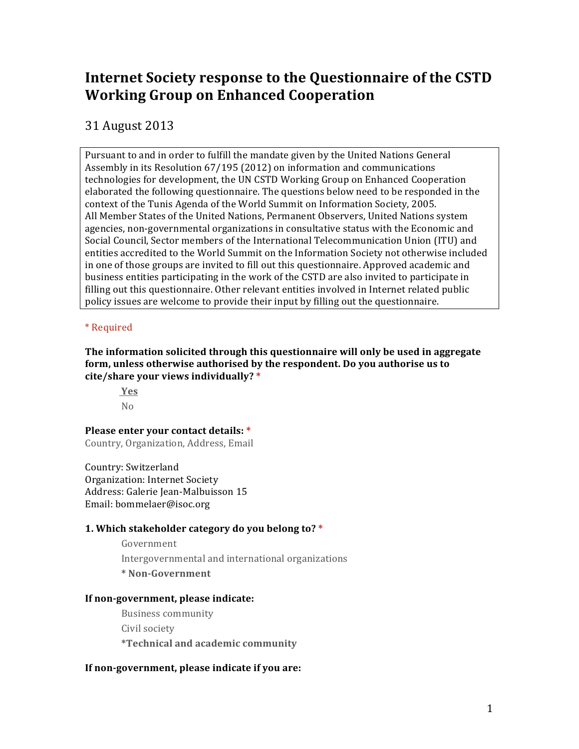# Internet Society response to the Questionnaire of the CSTD Working Group on Enhanced Cooperation

31 August 2013

Pursuant to and in order to fulfill the mandate given by the United Nations General Assembly in its Resolution 67/195 (2012) on information and communications technologies for development, the UN CSTD Working Group on Enhanced Cooperation elaborated the following questionnaire. The questions below need to be responded in the context of the Tunis Agenda of the World Summit on Information Society, 2005. All Member States of the United Nations, Permanent Observers, United Nations system agencies, non-governmental organizations in consultative status with the Economic and Social Council, Sector members of the International Telecommunication Union (ITU) and entities accredited to the World Summit on the Information Society not otherwise included in one of those groups are invited to fill out this questionnaire. Approved academic and business entities participating in the work of the CSTD are also invited to participate in filling out this questionnaire. Other relevant entities involved in Internet related public policy issues are welcome to provide their input by filling out the questionnaire.

* Required

**The information solicited through this questionnaire will only be used in aggregate form, unless otherwise authorised by the respondent. Do you authorise us to cite/share your views individually? ***

- **Yes**
- No

**Please enter your contact details: ***

Country, Organization, Address, Email

Country: Switzerland
Organization: Internet Society
Address: Galerie Jean-Malbuisson 15
Email: bommelaer@isoc.org

**1. Which stakeholder category do you belong to? ***

- Government
- Intergovernmental and international organizations
- * **Non-Government**

**If non-government, please indicate:**

- Business community
- Civil society
- ***Technical and academic community**

**If non-government, please indicate if you are:**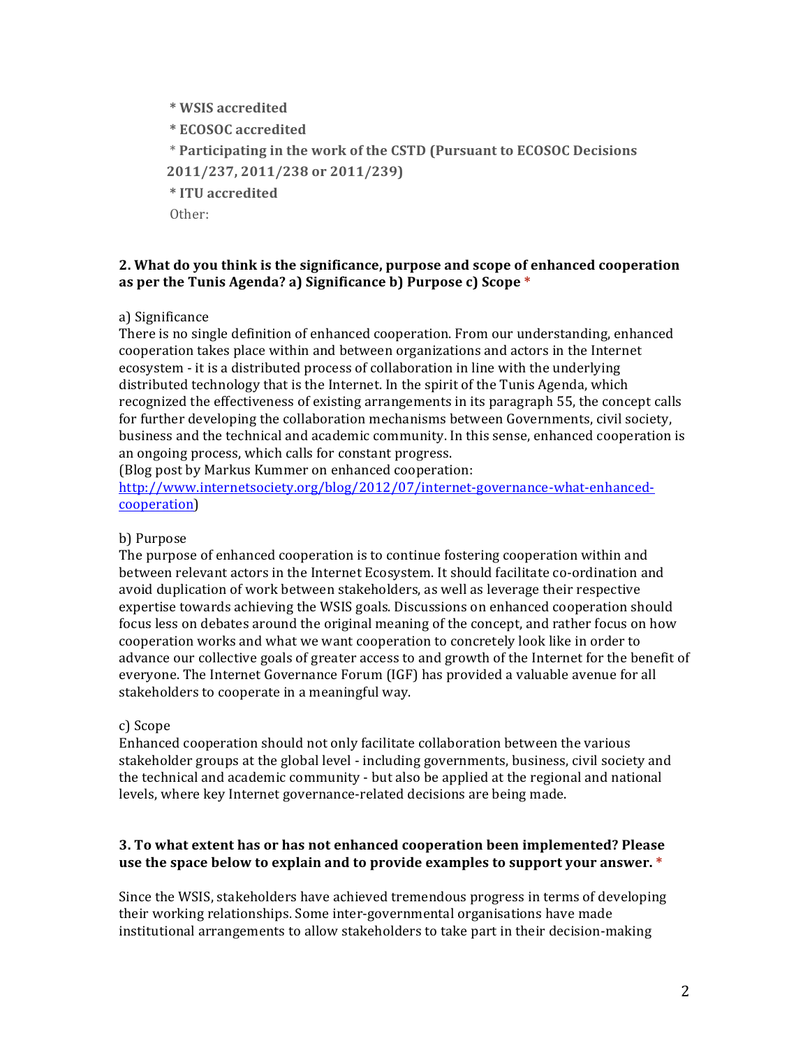**\* WSIS accredited**

**\* ECOSOC accredited**

\* **Participating in the work of the CSTD (Pursuant to ECOSOC Decisions 2011/237, 2011/238 or 2011/239)**

**\* ITU accredited**

Other:

**2. What do you think is the significance, purpose and scope of enhanced cooperation as per the Tunis Agenda? a) Significance b) Purpose c) Scope \***

a) Significance

There is no single definition of enhanced cooperation. From our understanding, enhanced cooperation takes place within and between organizations and actors in the Internet ecosystem - it is a distributed process of collaboration in line with the underlying distributed technology that is the Internet. In the spirit of the Tunis Agenda, which recognized the effectiveness of existing arrangements in its paragraph 55, the concept calls for further developing the collaboration mechanisms between Governments, civil society, business and the technical and academic community. In this sense, enhanced cooperation is an ongoing process, which calls for constant progress.
(Blog post by Markus Kummer on enhanced cooperation: [http://www.internetsociety.org/blog/2012/07/internet-governance-what-enhanced-cooperation](http://www.internetsociety.org/blog/2012/07/internet-governance-what-enhanced-cooperation))

b) Purpose

The purpose of enhanced cooperation is to continue fostering cooperation within and between relevant actors in the Internet Ecosystem. It should facilitate co-ordination and avoid duplication of work between stakeholders, as well as leverage their respective expertise towards achieving the WSIS goals. Discussions on enhanced cooperation should focus less on debates around the original meaning of the concept, and rather focus on how cooperation works and what we want cooperation to concretely look like in order to advance our collective goals of greater access to and growth of the Internet for the benefit of everyone. The Internet Governance Forum (IGF) has provided a valuable avenue for all stakeholders to cooperate in a meaningful way.

c) Scope

Enhanced cooperation should not only facilitate collaboration between the various stakeholder groups at the global level - including governments, business, civil society and the technical and academic community - but also be applied at the regional and national levels, where key Internet governance-related decisions are being made.

**3. To what extent has or has not enhanced cooperation been implemented? Please use the space below to explain and to provide examples to support your answer. \***

Since the WSIS, stakeholders have achieved tremendous progress in terms of developing their working relationships. Some inter-governmental organisations have made institutional arrangements to allow stakeholders to take part in their decision-making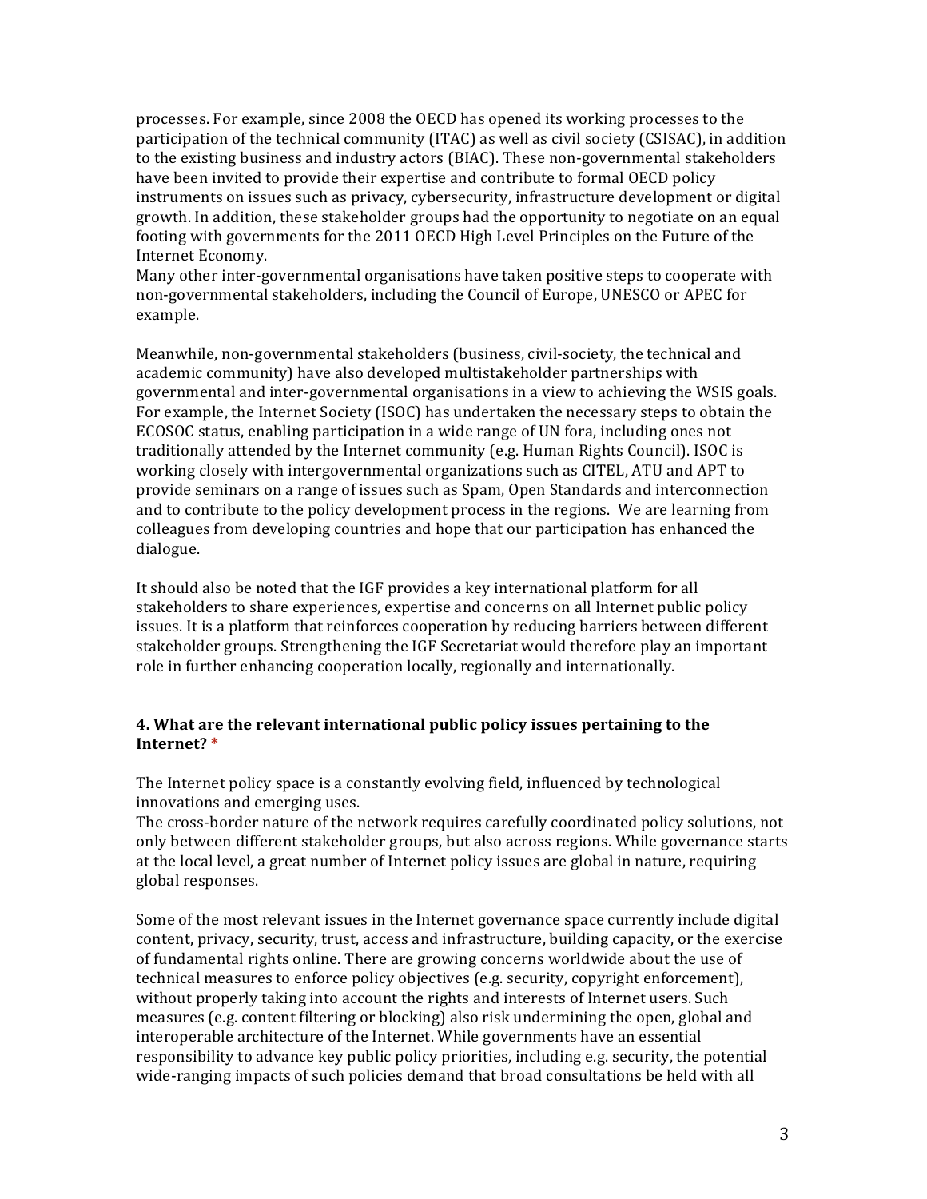processes. For example, since 2008 the OECD has opened its working processes to the participation of the technical community (ITAC) as well as civil society (CSISAC), in addition to the existing business and industry actors (BIAC). These non-governmental stakeholders have been invited to provide their expertise and contribute to formal OECD policy instruments on issues such as privacy, cybersecurity, infrastructure development or digital growth. In addition, these stakeholder groups had the opportunity to negotiate on an equal footing with governments for the 2011 OECD High Level Principles on the Future of the Internet Economy.
Many other inter-governmental organisations have taken positive steps to cooperate with non-governmental stakeholders, including the Council of Europe, UNESCO or APEC for example.

Meanwhile, non-governmental stakeholders (business, civil-society, the technical and academic community) have also developed multistakeholder partnerships with governmental and inter-governmental organisations in a view to achieving the WSIS goals. For example, the Internet Society (ISOC) has undertaken the necessary steps to obtain the ECOSOC status, enabling participation in a wide range of UN fora, including ones not traditionally attended by the Internet community (e.g. Human Rights Council). ISOC is working closely with intergovernmental organizations such as CITEL, ATU and APT to provide seminars on a range of issues such as Spam, Open Standards and interconnection and to contribute to the policy development process in the regions. We are learning from colleagues from developing countries and hope that our participation has enhanced the dialogue.

It should also be noted that the IGF provides a key international platform for all stakeholders to share experiences, expertise and concerns on all Internet public policy issues. It is a platform that reinforces cooperation by reducing barriers between different stakeholder groups. Strengthening the IGF Secretariat would therefore play an important role in further enhancing cooperation locally, regionally and internationally.

**4. What are the relevant international public policy issues pertaining to the Internet? ***

The Internet policy space is a constantly evolving field, influenced by technological innovations and emerging uses.
The cross-border nature of the network requires carefully coordinated policy solutions, not only between different stakeholder groups, but also across regions. While governance starts at the local level, a great number of Internet policy issues are global in nature, requiring global responses.

Some of the most relevant issues in the Internet governance space currently include digital content, privacy, security, trust, access and infrastructure, building capacity, or the exercise of fundamental rights online. There are growing concerns worldwide about the use of technical measures to enforce policy objectives (e.g. security, copyright enforcement), without properly taking into account the rights and interests of Internet users. Such measures (e.g. content filtering or blocking) also risk undermining the open, global and interoperable architecture of the Internet. While governments have an essential responsibility to advance key public policy priorities, including e.g. security, the potential wide-ranging impacts of such policies demand that broad consultations be held with all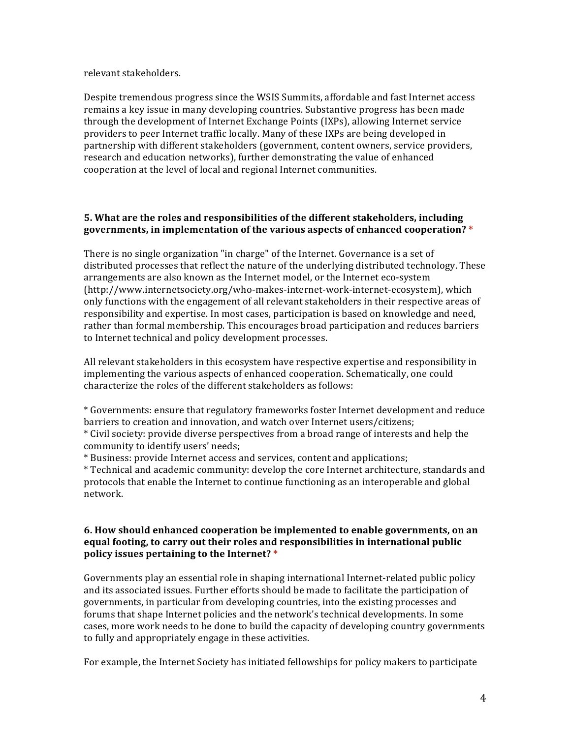relevant stakeholders.

Despite tremendous progress since the WSIS Summits, affordable and fast Internet access remains a key issue in many developing countries. Substantive progress has been made through the development of Internet Exchange Points (IXPs), allowing Internet service providers to peer Internet traffic locally. Many of these IXPs are being developed in partnership with different stakeholders (government, content owners, service providers, research and education networks), further demonstrating the value of enhanced cooperation at the level of local and regional Internet communities.

**5. What are the roles and responsibilities of the different stakeholders, including governments, in implementation of the various aspects of enhanced cooperation? ***

There is no single organization "in charge" of the Internet. Governance is a set of distributed processes that reflect the nature of the underlying distributed technology. These arrangements are also known as the Internet model, or the Internet eco-system (http://www.internetsociety.org/who-makes-internet-work-internet-ecosystem), which only functions with the engagement of all relevant stakeholders in their respective areas of responsibility and expertise. In most cases, participation is based on knowledge and need, rather than formal membership. This encourages broad participation and reduces barriers to Internet technical and policy development processes.

All relevant stakeholders in this ecosystem have respective expertise and responsibility in implementing the various aspects of enhanced cooperation. Schematically, one could characterize the roles of the different stakeholders as follows:

* Governments: ensure that regulatory frameworks foster Internet development and reduce barriers to creation and innovation, and watch over Internet users/citizens;
* Civil society: provide diverse perspectives from a broad range of interests and help the community to identify users' needs;
* Business: provide Internet access and services, content and applications;
* Technical and academic community: develop the core Internet architecture, standards and protocols that enable the Internet to continue functioning as an interoperable and global network.

**6. How should enhanced cooperation be implemented to enable governments, on an equal footing, to carry out their roles and responsibilities in international public policy issues pertaining to the Internet? ***

Governments play an essential role in shaping international Internet-related public policy and its associated issues. Further efforts should be made to facilitate the participation of governments, in particular from developing countries, into the existing processes and forums that shape Internet policies and the network's technical developments. In some cases, more work needs to be done to build the capacity of developing country governments to fully and appropriately engage in these activities.

For example, the Internet Society has initiated fellowships for policy makers to participate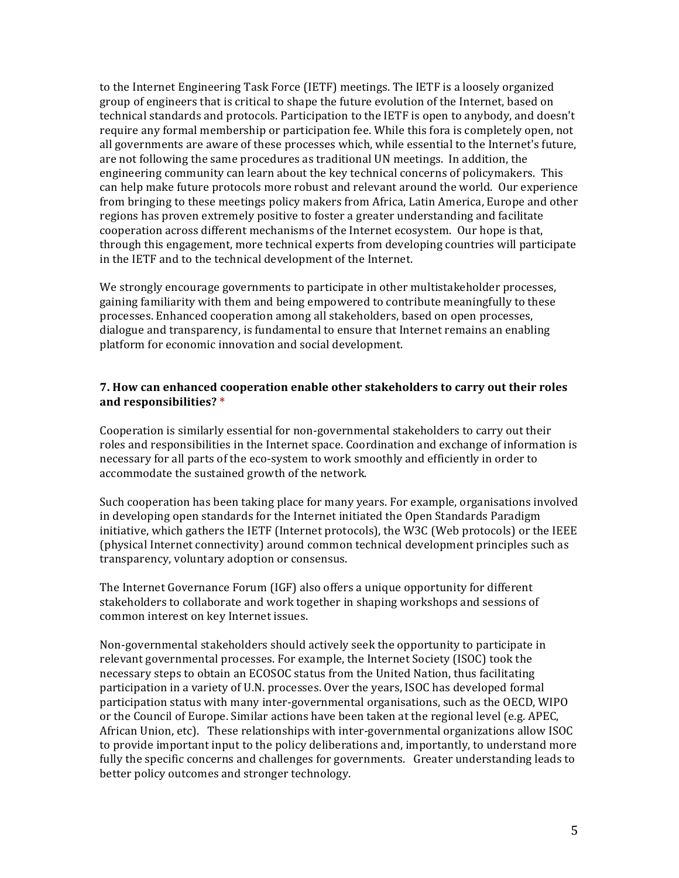to the Internet Engineering Task Force (IETF) meetings. The IETF is a loosely organized group of engineers that is critical to shape the future evolution of the Internet, based on technical standards and protocols. Participation to the IETF is open to anybody, and doesn't require any formal membership or participation fee. While this fora is completely open, not all governments are aware of these processes which, while essential to the Internet's future, are not following the same procedures as traditional UN meetings. In addition, the engineering community can learn about the key technical concerns of policymakers. This can help make future protocols more robust and relevant around the world. Our experience from bringing to these meetings policy makers from Africa, Latin America, Europe and other regions has proven extremely positive to foster a greater understanding and facilitate cooperation across different mechanisms of the Internet ecosystem. Our hope is that, through this engagement, more technical experts from developing countries will participate in the IETF and to the technical development of the Internet.

We strongly encourage governments to participate in other multistakeholder processes, gaining familiarity with them and being empowered to contribute meaningfully to these processes. Enhanced cooperation among all stakeholders, based on open processes, dialogue and transparency, is fundamental to ensure that Internet remains an enabling platform for economic innovation and social development.

**7. How can enhanced cooperation enable other stakeholders to carry out their roles and responsibilities? ***

Cooperation is similarly essential for non-governmental stakeholders to carry out their roles and responsibilities in the Internet space. Coordination and exchange of information is necessary for all parts of the eco-system to work smoothly and efficiently in order to accommodate the sustained growth of the network.

Such cooperation has been taking place for many years. For example, organisations involved in developing open standards for the Internet initiated the Open Standards Paradigm initiative, which gathers the IETF (Internet protocols), the W3C (Web protocols) or the IEEE (physical Internet connectivity) around common technical development principles such as transparency, voluntary adoption or consensus.

The Internet Governance Forum (IGF) also offers a unique opportunity for different stakeholders to collaborate and work together in shaping workshops and sessions of common interest on key Internet issues.

Non-governmental stakeholders should actively seek the opportunity to participate in relevant governmental processes. For example, the Internet Society (ISOC) took the necessary steps to obtain an ECOSOC status from the United Nation, thus facilitating participation in a variety of U.N. processes. Over the years, ISOC has developed formal participation status with many inter-governmental organisations, such as the OECD, WIPO or the Council of Europe. Similar actions have been taken at the regional level (e.g. APEC, African Union, etc). These relationships with inter-governmental organizations allow ISOC to provide important input to the policy deliberations and, importantly, to understand more fully the specific concerns and challenges for governments. Greater understanding leads to better policy outcomes and stronger technology.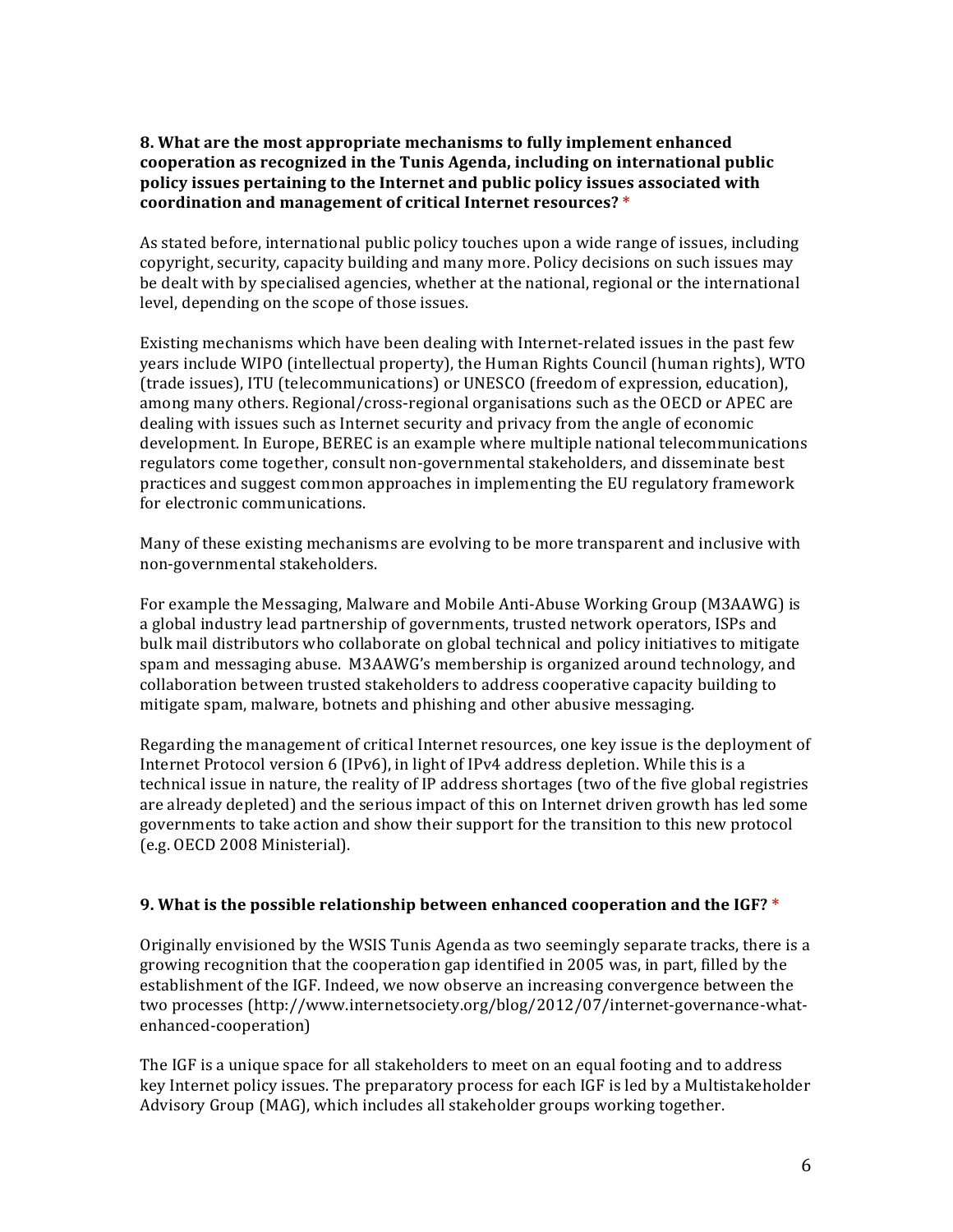**8. What are the most appropriate mechanisms to fully implement enhanced cooperation as recognized in the Tunis Agenda, including on international public policy issues pertaining to the Internet and public policy issues associated with coordination and management of critical Internet resources? ***

As stated before, international public policy touches upon a wide range of issues, including copyright, security, capacity building and many more. Policy decisions on such issues may be dealt with by specialised agencies, whether at the national, regional or the international level, depending on the scope of those issues.

Existing mechanisms which have been dealing with Internet-related issues in the past few years include WIPO (intellectual property), the Human Rights Council (human rights), WTO (trade issues), ITU (telecommunications) or UNESCO (freedom of expression, education), among many others. Regional/cross-regional organisations such as the OECD or APEC are dealing with issues such as Internet security and privacy from the angle of economic development. In Europe, BEREC is an example where multiple national telecommunications regulators come together, consult non-governmental stakeholders, and disseminate best practices and suggest common approaches in implementing the EU regulatory framework for electronic communications.

Many of these existing mechanisms are evolving to be more transparent and inclusive with non-governmental stakeholders.

For example the Messaging, Malware and Mobile Anti-Abuse Working Group (M3AAWG) is a global industry lead partnership of governments, trusted network operators, ISPs and bulk mail distributors who collaborate on global technical and policy initiatives to mitigate spam and messaging abuse. M3AAWG's membership is organized around technology, and collaboration between trusted stakeholders to address cooperative capacity building to mitigate spam, malware, botnets and phishing and other abusive messaging.

Regarding the management of critical Internet resources, one key issue is the deployment of Internet Protocol version 6 (IPv6), in light of IPv4 address depletion. While this is a technical issue in nature, the reality of IP address shortages (two of the five global registries are already depleted) and the serious impact of this on Internet driven growth has led some governments to take action and show their support for the transition to this new protocol (e.g. OECD 2008 Ministerial).

**9. What is the possible relationship between enhanced cooperation and the IGF? ***

Originally envisioned by the WSIS Tunis Agenda as two seemingly separate tracks, there is a growing recognition that the cooperation gap identified in 2005 was, in part, filled by the establishment of the IGF. Indeed, we now observe an increasing convergence between the two processes (http://www.internetsociety.org/blog/2012/07/internet-governance-what-enhanced-cooperation)

The IGF is a unique space for all stakeholders to meet on an equal footing and to address key Internet policy issues. The preparatory process for each IGF is led by a Multistakeholder Advisory Group (MAG), which includes all stakeholder groups working together.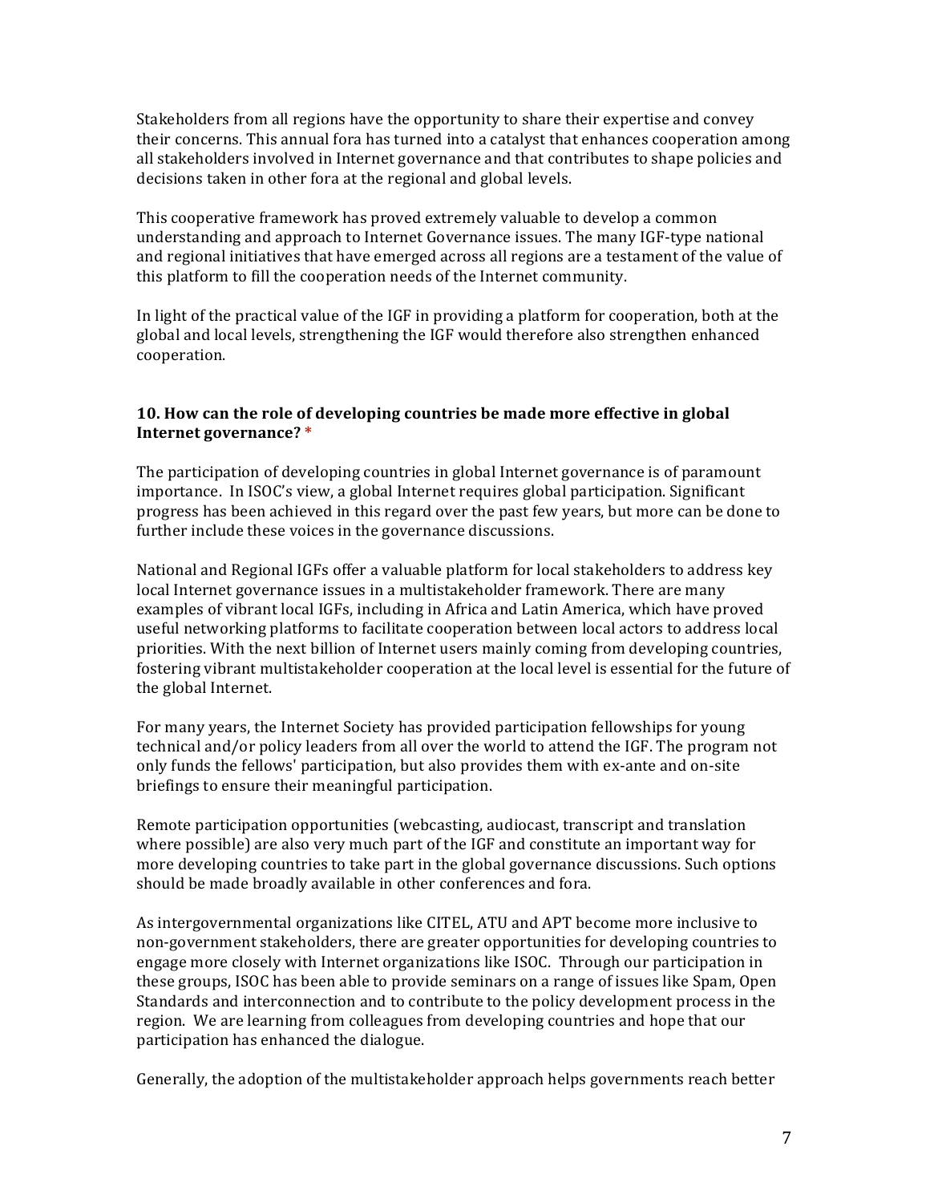Stakeholders from all regions have the opportunity to share their expertise and convey their concerns. This annual fora has turned into a catalyst that enhances cooperation among all stakeholders involved in Internet governance and that contributes to shape policies and decisions taken in other fora at the regional and global levels.

This cooperative framework has proved extremely valuable to develop a common understanding and approach to Internet Governance issues. The many IGF-type national and regional initiatives that have emerged across all regions are a testament of the value of this platform to fill the cooperation needs of the Internet community.

In light of the practical value of the IGF in providing a platform for cooperation, both at the global and local levels, strengthening the IGF would therefore also strengthen enhanced cooperation.

**10. How can the role of developing countries be made more effective in global Internet governance? ***

The participation of developing countries in global Internet governance is of paramount importance. In ISOC's view, a global Internet requires global participation. Significant progress has been achieved in this regard over the past few years, but more can be done to further include these voices in the governance discussions.

National and Regional IGFs offer a valuable platform for local stakeholders to address key local Internet governance issues in a multistakeholder framework. There are many examples of vibrant local IGFs, including in Africa and Latin America, which have proved useful networking platforms to facilitate cooperation between local actors to address local priorities. With the next billion of Internet users mainly coming from developing countries, fostering vibrant multistakeholder cooperation at the local level is essential for the future of the global Internet.

For many years, the Internet Society has provided participation fellowships for young technical and/or policy leaders from all over the world to attend the IGF. The program not only funds the fellows' participation, but also provides them with ex-ante and on-site briefings to ensure their meaningful participation.

Remote participation opportunities (webcasting, audiocast, transcript and translation where possible) are also very much part of the IGF and constitute an important way for more developing countries to take part in the global governance discussions. Such options should be made broadly available in other conferences and fora.

As intergovernmental organizations like CITEL, ATU and APT become more inclusive to non-government stakeholders, there are greater opportunities for developing countries to engage more closely with Internet organizations like ISOC. Through our participation in these groups, ISOC has been able to provide seminars on a range of issues like Spam, Open Standards and interconnection and to contribute to the policy development process in the region. We are learning from colleagues from developing countries and hope that our participation has enhanced the dialogue.

Generally, the adoption of the multistakeholder approach helps governments reach better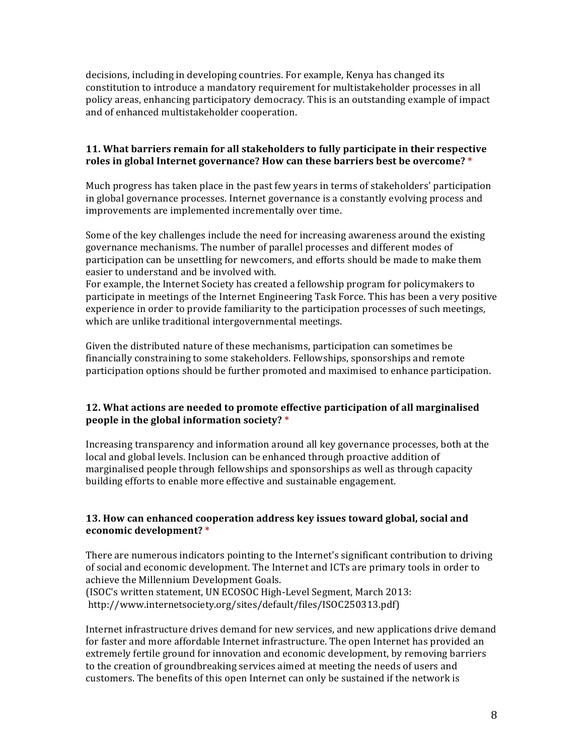decisions, including in developing countries. For example, Kenya has changed its constitution to introduce a mandatory requirement for multistakeholder processes in all policy areas, enhancing participatory democracy. This is an outstanding example of impact and of enhanced multistakeholder cooperation.

**11. What barriers remain for all stakeholders to fully participate in their respective roles in global Internet governance? How can these barriers best be overcome? ***

Much progress has taken place in the past few years in terms of stakeholders' participation in global governance processes. Internet governance is a constantly evolving process and improvements are implemented incrementally over time.

Some of the key challenges include the need for increasing awareness around the existing governance mechanisms. The number of parallel processes and different modes of participation can be unsettling for newcomers, and efforts should be made to make them easier to understand and be involved with.
For example, the Internet Society has created a fellowship program for policymakers to participate in meetings of the Internet Engineering Task Force. This has been a very positive experience in order to provide familiarity to the participation processes of such meetings, which are unlike traditional intergovernmental meetings.

Given the distributed nature of these mechanisms, participation can sometimes be financially constraining to some stakeholders. Fellowships, sponsorships and remote participation options should be further promoted and maximised to enhance participation.

**12. What actions are needed to promote effective participation of all marginalised people in the global information society? ***

Increasing transparency and information around all key governance processes, both at the local and global levels. Inclusion can be enhanced through proactive addition of marginalised people through fellowships and sponsorships as well as through capacity building efforts to enable more effective and sustainable engagement.

**13. How can enhanced cooperation address key issues toward global, social and economic development? ***

There are numerous indicators pointing to the Internet's significant contribution to driving of social and economic development. The Internet and ICTs are primary tools in order to achieve the Millennium Development Goals.
(ISOC's written statement, UN ECOSOC High-Level Segment, March 2013: http://www.internetsociety.org/sites/default/files/ISOC250313.pdf)

Internet infrastructure drives demand for new services, and new applications drive demand for faster and more affordable Internet infrastructure. The open Internet has provided an extremely fertile ground for innovation and economic development, by removing barriers to the creation of groundbreaking services aimed at meeting the needs of users and customers. The benefits of this open Internet can only be sustained if the network is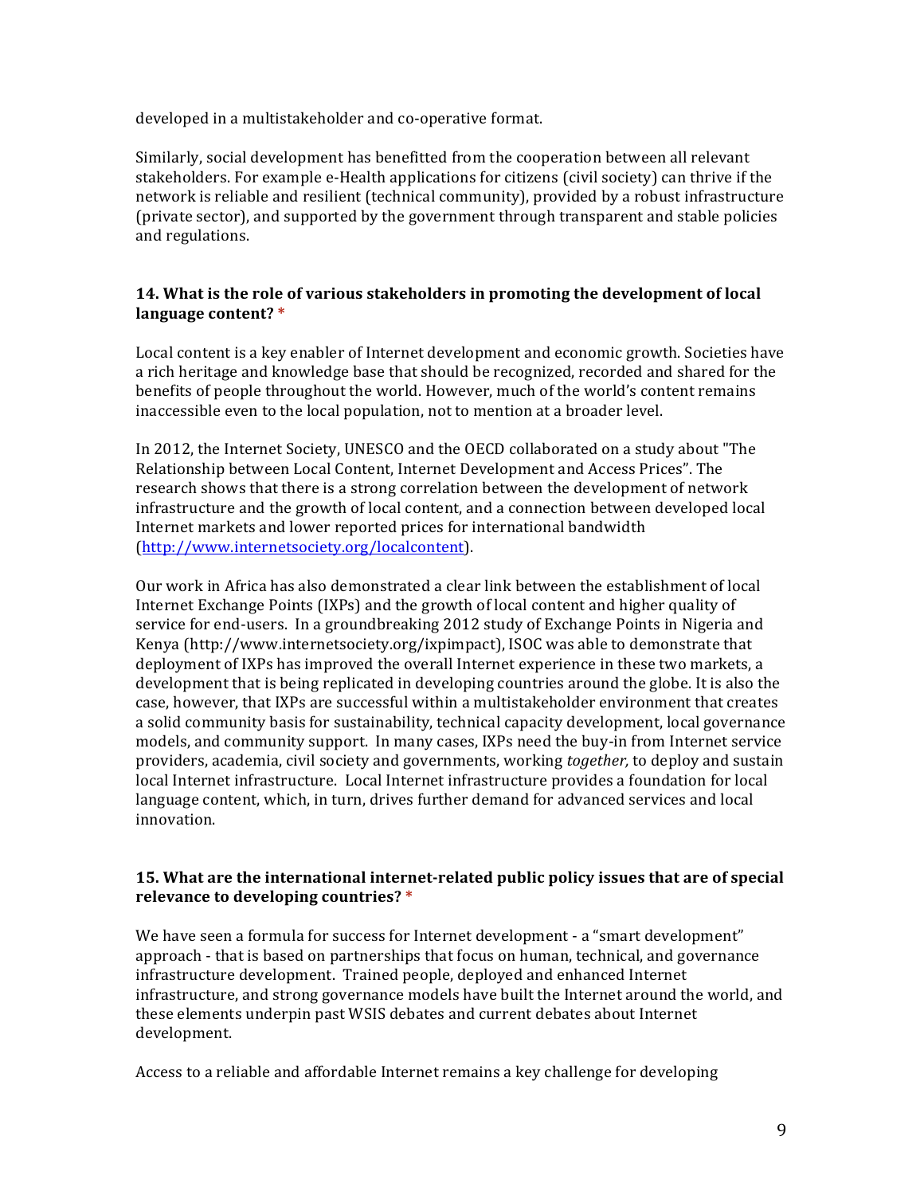developed in a multistakeholder and co-operative format.

Similarly, social development has benefitted from the cooperation between all relevant stakeholders. For example e-Health applications for citizens (civil society) can thrive if the network is reliable and resilient (technical community), provided by a robust infrastructure (private sector), and supported by the government through transparent and stable policies and regulations.

### 14. What is the role of various stakeholders in promoting the development of local language content? *

Local content is a key enabler of Internet development and economic growth. Societies have a rich heritage and knowledge base that should be recognized, recorded and shared for the benefits of people throughout the world. However, much of the world's content remains inaccessible even to the local population, not to mention at a broader level.

In 2012, the Internet Society, UNESCO and the OECD collaborated on a study about "The Relationship between Local Content, Internet Development and Access Prices". The research shows that there is a strong correlation between the development of network infrastructure and the growth of local content, and a connection between developed local Internet markets and lower reported prices for international bandwidth (http://www.internetsociety.org/localcontent).

Our work in Africa has also demonstrated a clear link between the establishment of local Internet Exchange Points (IXPs) and the growth of local content and higher quality of service for end-users. In a groundbreaking 2012 study of Exchange Points in Nigeria and Kenya (http://www.internetsociety.org/ixpimpact), ISOC was able to demonstrate that deployment of IXPs has improved the overall Internet experience in these two markets, a development that is being replicated in developing countries around the globe. It is also the case, however, that IXPs are successful within a multistakeholder environment that creates a solid community basis for sustainability, technical capacity development, local governance models, and community support. In many cases, IXPs need the buy-in from Internet service providers, academia, civil society and governments, working *together,* to deploy and sustain local Internet infrastructure. Local Internet infrastructure provides a foundation for local language content, which, in turn, drives further demand for advanced services and local innovation.

### 15. What are the international internet-related public policy issues that are of special relevance to developing countries? *

We have seen a formula for success for Internet development - a "smart development" approach - that is based on partnerships that focus on human, technical, and governance infrastructure development. Trained people, deployed and enhanced Internet infrastructure, and strong governance models have built the Internet around the world, and these elements underpin past WSIS debates and current debates about Internet development.

Access to a reliable and affordable Internet remains a key challenge for developing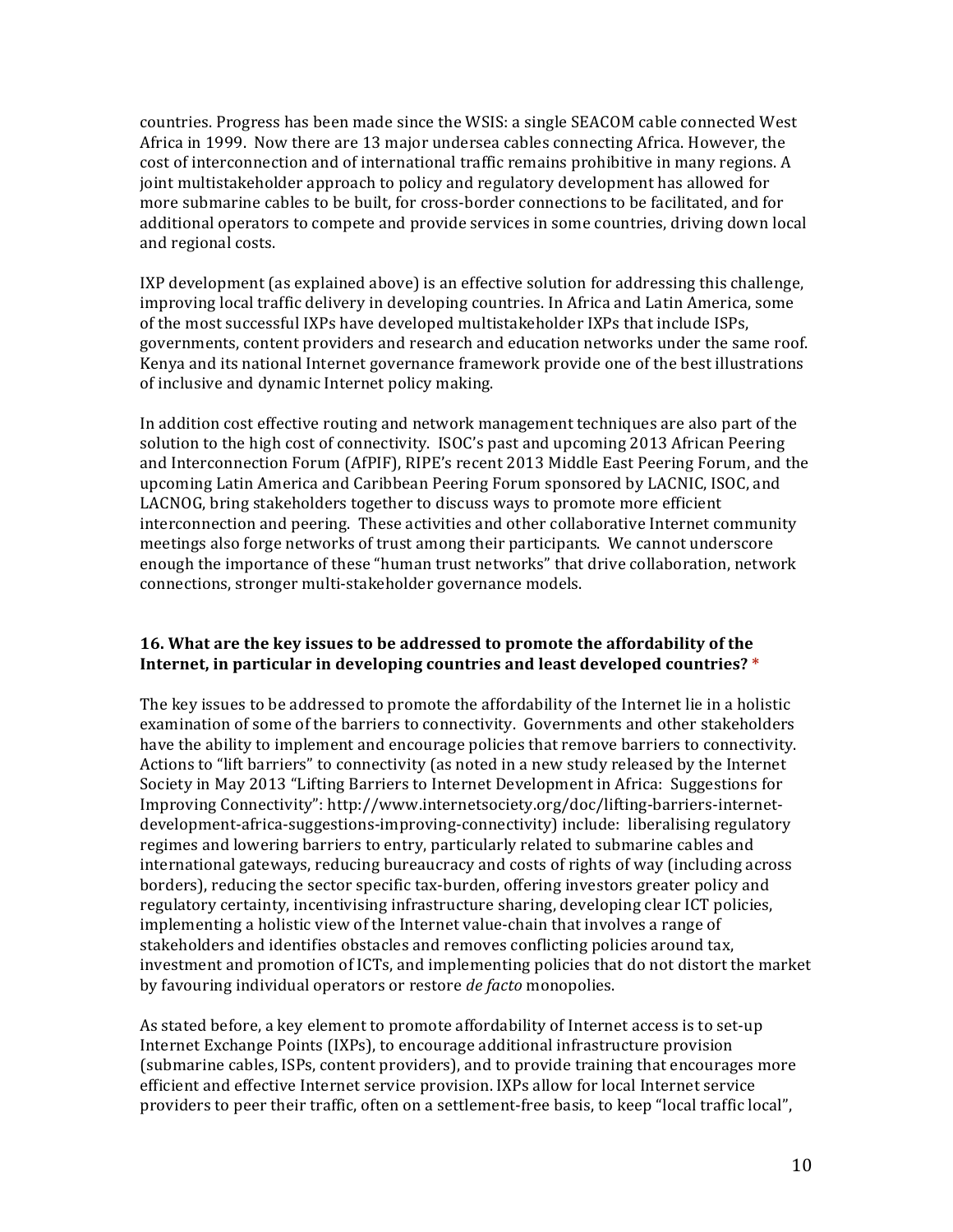countries. Progress has been made since the WSIS: a single SEACOM cable connected West Africa in 1999. Now there are 13 major undersea cables connecting Africa. However, the cost of interconnection and of international traffic remains prohibitive in many regions. A joint multistakeholder approach to policy and regulatory development has allowed for more submarine cables to be built, for cross-border connections to be facilitated, and for additional operators to compete and provide services in some countries, driving down local and regional costs.

IXP development (as explained above) is an effective solution for addressing this challenge, improving local traffic delivery in developing countries. In Africa and Latin America, some of the most successful IXPs have developed multistakeholder IXPs that include ISPs, governments, content providers and research and education networks under the same roof. Kenya and its national Internet governance framework provide one of the best illustrations of inclusive and dynamic Internet policy making.

In addition cost effective routing and network management techniques are also part of the solution to the high cost of connectivity. ISOC's past and upcoming 2013 African Peering and Interconnection Forum (AfPIF), RIPE's recent 2013 Middle East Peering Forum, and the upcoming Latin America and Caribbean Peering Forum sponsored by LACNIC, ISOC, and LACNOG, bring stakeholders together to discuss ways to promote more efficient interconnection and peering. These activities and other collaborative Internet community meetings also forge networks of trust among their participants. We cannot underscore enough the importance of these "human trust networks" that drive collaboration, network connections, stronger multi-stakeholder governance models.

**16. What are the key issues to be addressed to promote the affordability of the Internet, in particular in developing countries and least developed countries?** *

The key issues to be addressed to promote the affordability of the Internet lie in a holistic examination of some of the barriers to connectivity. Governments and other stakeholders have the ability to implement and encourage policies that remove barriers to connectivity. Actions to "lift barriers" to connectivity (as noted in a new study released by the Internet Society in May 2013 "Lifting Barriers to Internet Development in Africa: Suggestions for Improving Connectivity": http://www.internetsociety.org/doc/lifting-barriers-internet-development-africa-suggestions-improving-connectivity) include: liberalising regulatory regimes and lowering barriers to entry, particularly related to submarine cables and international gateways, reducing bureaucracy and costs of rights of way (including across borders), reducing the sector specific tax-burden, offering investors greater policy and regulatory certainty, incentivising infrastructure sharing, developing clear ICT policies, implementing a holistic view of the Internet value-chain that involves a range of stakeholders and identifies obstacles and removes conflicting policies around tax, investment and promotion of ICTs, and implementing policies that do not distort the market by favouring individual operators or restore *de facto* monopolies.

As stated before, a key element to promote affordability of Internet access is to set-up Internet Exchange Points (IXPs), to encourage additional infrastructure provision (submarine cables, ISPs, content providers), and to provide training that encourages more efficient and effective Internet service provision. IXPs allow for local Internet service providers to peer their traffic, often on a settlement-free basis, to keep "local traffic local",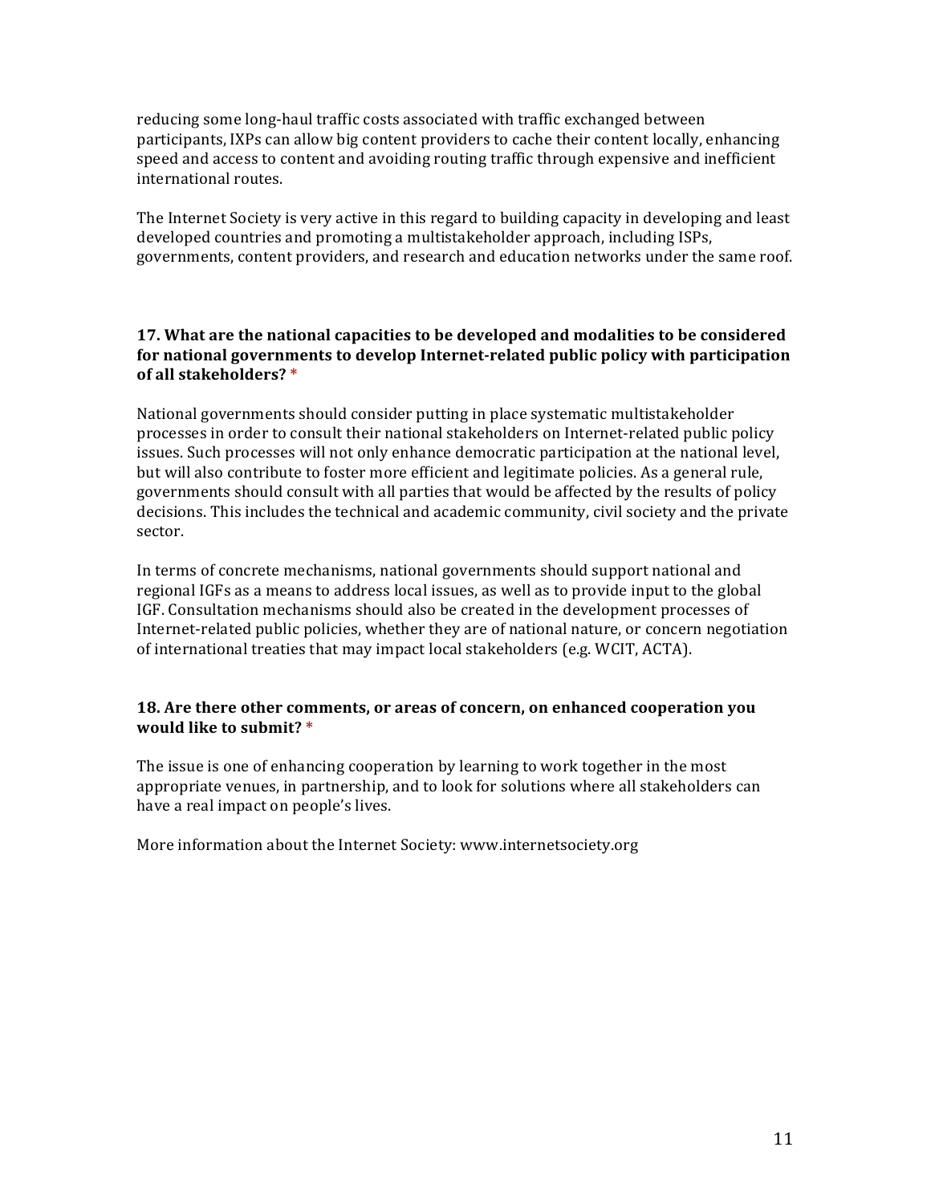reducing some long-haul traffic costs associated with traffic exchanged between participants, IXPs can allow big content providers to cache their content locally, enhancing speed and access to content and avoiding routing traffic through expensive and inefficient international routes.

The Internet Society is very active in this regard to building capacity in developing and least developed countries and promoting a multistakeholder approach, including ISPs, governments, content providers, and research and education networks under the same roof.

**17. What are the national capacities to be developed and modalities to be considered for national governments to develop Internet-related public policy with participation of all stakeholders? ***

National governments should consider putting in place systematic multistakeholder processes in order to consult their national stakeholders on Internet-related public policy issues. Such processes will not only enhance democratic participation at the national level, but will also contribute to foster more efficient and legitimate policies. As a general rule, governments should consult with all parties that would be affected by the results of policy decisions. This includes the technical and academic community, civil society and the private sector.

In terms of concrete mechanisms, national governments should support national and regional IGFs as a means to address local issues, as well as to provide input to the global IGF. Consultation mechanisms should also be created in the development processes of Internet-related public policies, whether they are of national nature, or concern negotiation of international treaties that may impact local stakeholders (e.g. WCIT, ACTA).

**18. Are there other comments, or areas of concern, on enhanced cooperation you would like to submit? ***

The issue is one of enhancing cooperation by learning to work together in the most appropriate venues, in partnership, and to look for solutions where all stakeholders can have a real impact on people's lives.

More information about the Internet Society: www.internetsociety.org